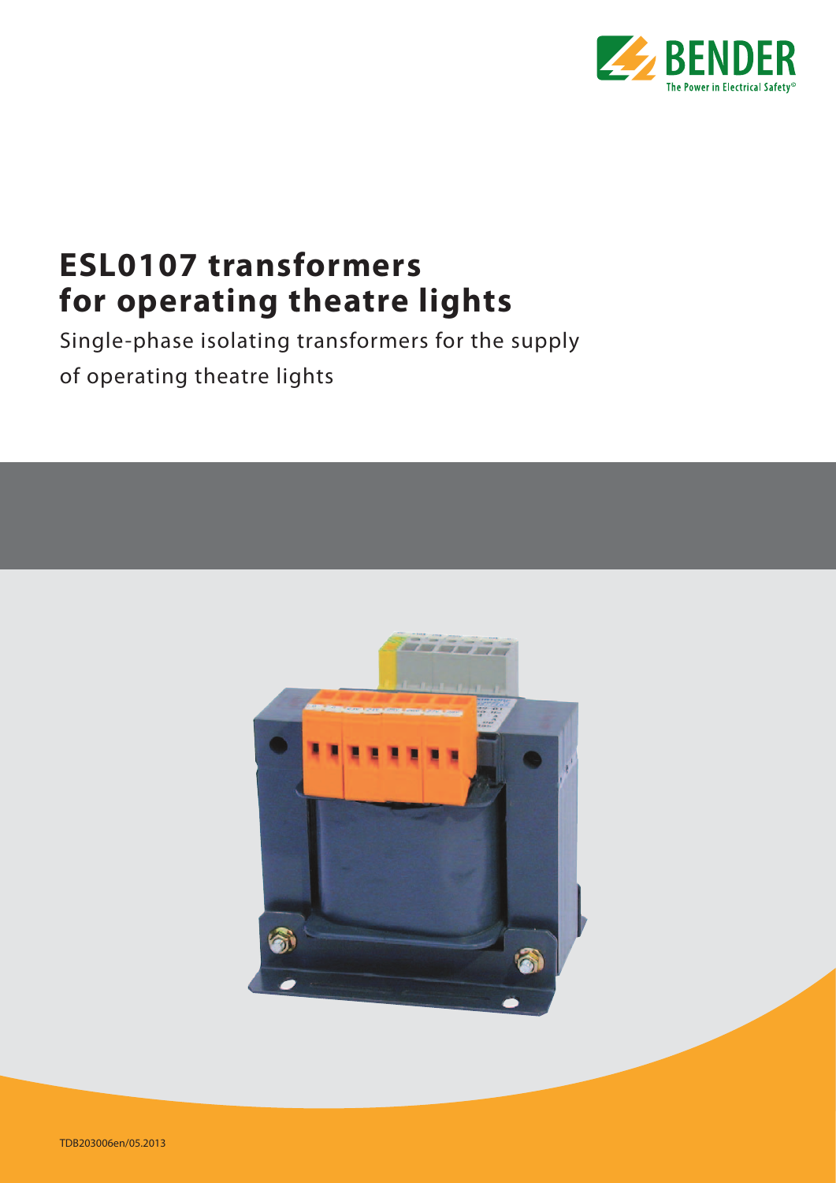# ESL0107 transformers for operating theatre lights

Single-phase isolating transformers for the supply of operating theatre lights

TDB203006en/05.2013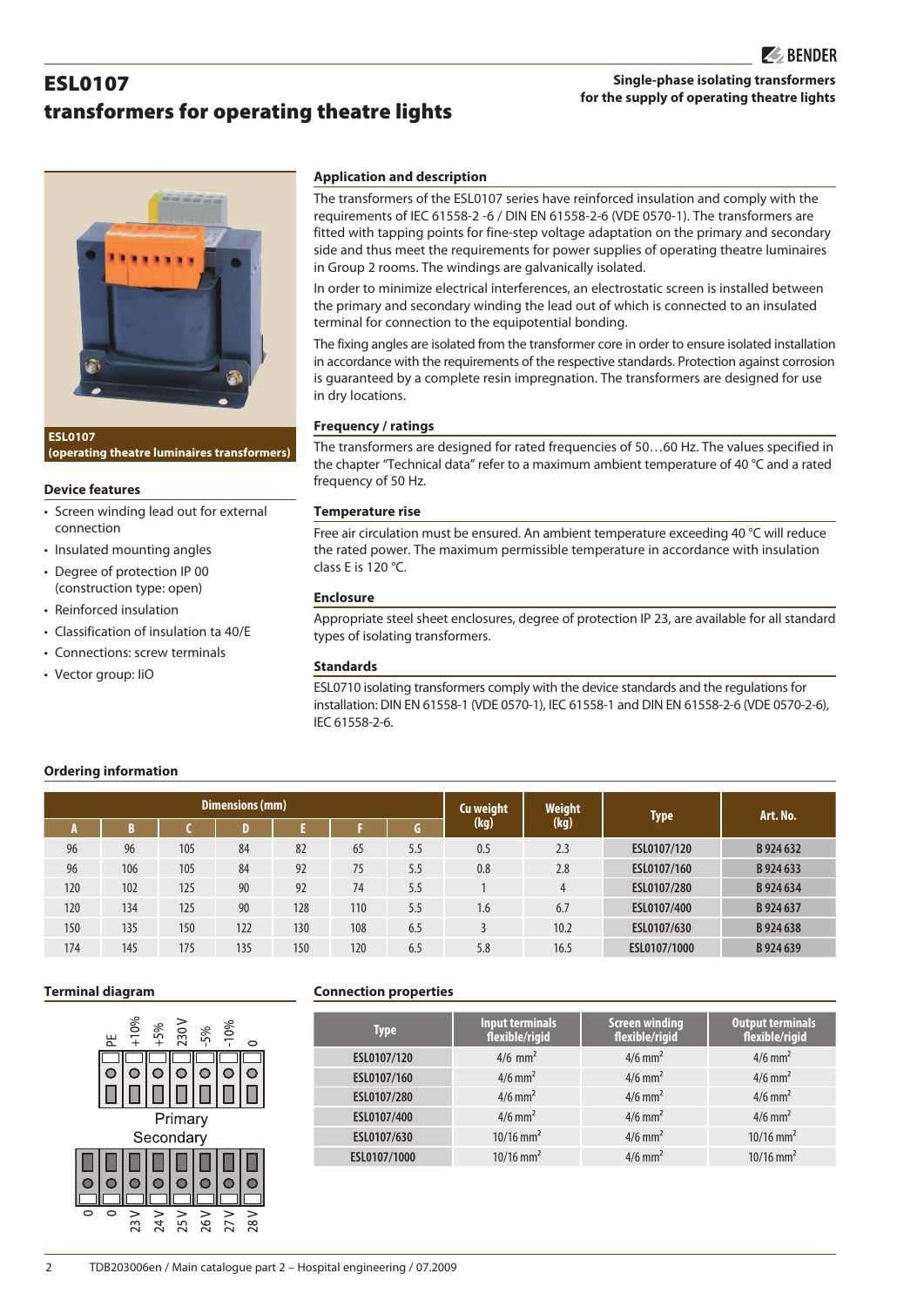# ESL0107
# transformers for operating theatre lights

**Single-phase isolating transformers for the supply of operating theatre lights**

**ESL0107 (operating theatre luminaires transformers)**

### Device features

- Screen winding lead out for external connection
- Insulated mounting angles
- Degree of protection IP 00 (construction type: open)
- Reinforced insulation
- Classification of insulation ta 40/E
- Connections: screw terminals
- Vector group: IiO

### Application and description

The transformers of the ESL0107 series have reinforced insulation and comply with the requirements of IEC 61558-2 -6 / DIN EN 61558-2-6 (VDE 0570-1). The transformers are fitted with tapping points for fine-step voltage adaptation on the primary and secondary side and thus meet the requirements for power supplies of operating theatre luminaires in Group 2 rooms. The windings are galvanically isolated.

In order to minimize electrical interferences, an electrostatic screen is installed between the primary and secondary winding the lead out of which is connected to an insulated terminal for connection to the equipotential bonding.

The fixing angles are isolated from the transformer core in order to ensure isolated installation in accordance with the requirements of the respective standards. Protection against corrosion is guaranteed by a complete resin impregnation. The transformers are designed for use in dry locations.

### Frequency / ratings

The transformers are designed for rated frequencies of 50…60 Hz. The values specified in the chapter "Technical data" refer to a maximum ambient temperature of 40 °C and a rated frequency of 50 Hz.

### Temperature rise

Free air circulation must be ensured. An ambient temperature exceeding 40 °C will reduce the rated power. The maximum permissible temperature in accordance with insulation class E is 120 °C.

### Enclosure

Appropriate steel sheet enclosures, degree of protection IP 23, are available for all standard types of isolating transformers.

### Standards

ESL0710 isolating transformers comply with the device standards and the regulations for installation: DIN EN 61558-1 (VDE 0570-1), IEC 61558-1 and DIN EN 61558-2-6 (VDE 0570-2-6), IEC 61558-2-6.

### Ordering information

| Dimensions (mm) | | | | | | | Cu weight (kg) | Weight (kg) | Type | Art. No. |
|---|---|---|---|---|---|---|---|---|---|---|
| A | B | C | D | E | F | G | | | | |
| 96 | 96 | 105 | 84 | 82 | 65 | 5.5 | 0.5 | 2.3 | ESL0107/120 | B 924 632 |
| 96 | 106 | 105 | 84 | 92 | 75 | 5.5 | 0.8 | 2.8 | ESL0107/160 | B 924 633 |
| 120 | 102 | 125 | 90 | 92 | 74 | 5.5 | 1 | 4 | ESL0107/280 | B 924 634 |
| 120 | 134 | 125 | 90 | 128 | 110 | 5.5 | 1.6 | 6.7 | ESL0107/400 | B 924 637 |
| 150 | 135 | 150 | 122 | 130 | 108 | 6.5 | 3 | 10.2 | ESL0107/630 | B 924 638 |
| 174 | 145 | 175 | 135 | 150 | 120 | 6.5 | 5.8 | 16.5 | ESL0107/1000 | B 924 639 |

### Terminal diagram

Primary: PE, +10%, +5%, 230 V, -5%, -10%, 0

Secondary: 0, 0, 23 V, 24 V, 25 V, 26 V, 27 V, 28 V

### Connection properties

| Type | Input terminals flexible/rigid | Screen winding flexible/rigid | Output terminals flexible/rigid |
|---|---|---|---|
| ESL0107/120 | 4/6 mm² | 4/6 mm² | 4/6 mm² |
| ESL0107/160 | 4/6 mm² | 4/6 mm² | 4/6 mm² |
| ESL0107/280 | 4/6 mm² | 4/6 mm² | 4/6 mm² |
| ESL0107/400 | 4/6 mm² | 4/6 mm² | 4/6 mm² |
| ESL0107/630 | 10/16 mm² | 4/6 mm² | 10/16 mm² |
| ESL0107/1000 | 10/16 mm² | 4/6 mm² | 10/16 mm² |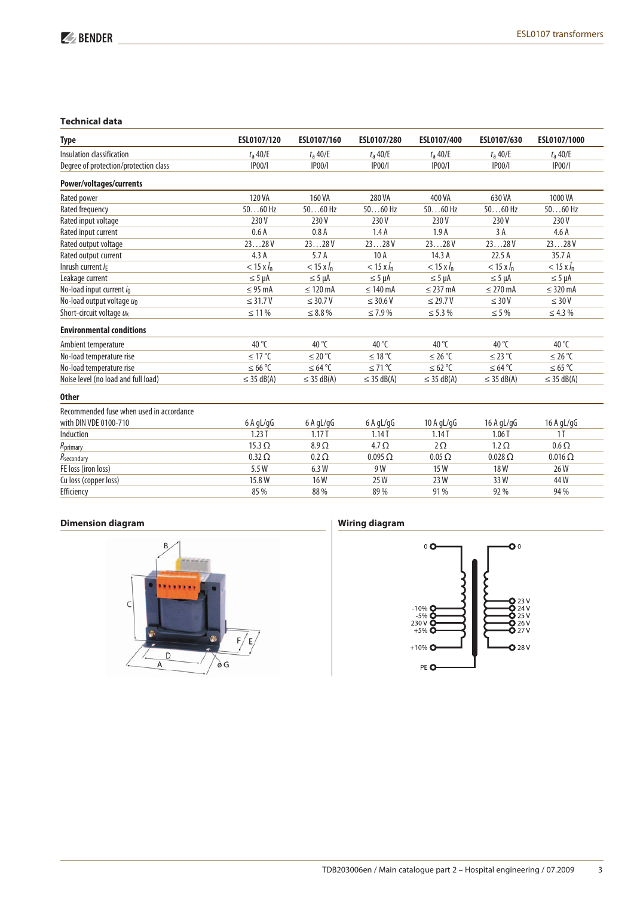## Technical data

| Type | ESL0107/120 | ESL0107/160 | ESL0107/280 | ESL0107/400 | ESL0107/630 | ESL0107/1000 |
|---|---|---|---|---|---|---|
| Insulation classification | $t_a$ 40/E | $t_a$ 40/E | $t_a$ 40/E | $t_a$ 40/E | $t_a$ 40/E | $t_a$ 40/E |
| Degree of protection/protection class | IP00/I | IP00/I | IP00/I | IP00/I | IP00/I | IP00/I |
| **Power/voltages/currents** | | | | | | |
| Rated power | 120 VA | 160 VA | 280 VA | 400 VA | 630 VA | 1000 VA |
| Rated frequency | 50…60 Hz | 50…60 Hz | 50…60 Hz | 50…60 Hz | 50…60 Hz | 50…60 Hz |
| Rated input voltage | 230 V | 230 V | 230 V | 230 V | 230 V | 230 V |
| Rated input current | 0.6 A | 0.8 A | 1.4 A | 1.9 A | 3 A | 4.6 A |
| Rated output voltage | 23…28 V | 23…28 V | 23…28 V | 23…28 V | 23…28 V | 23…28 V |
| Rated output current | 4.3 A | 5.7 A | 10 A | 14.3 A | 22.5 A | 35.7 A |
| Inrush current $I_E$ | < 15 x $\hat{I}_n$ | < 15 x $\hat{I}_n$ | < 15 x $\hat{I}_n$ | < 15 x $\hat{I}_n$ | < 15 x $\hat{I}_n$ | < 15 x $\hat{I}_n$ |
| Leakage current | ≤ 5 µA | ≤ 5 µA | ≤ 5 µA | ≤ 5 µA | ≤ 5 µA | ≤ 5 µA |
| No-load input current $i_0$ | ≤ 95 mA | ≤ 120 mA | ≤ 140 mA | ≤ 237 mA | ≤ 270 mA | ≤ 320 mA |
| No-load output voltage $u_0$ | ≤ 31.7 V | ≤ 30.7 V | ≤ 30.6 V | ≤ 29.7 V | ≤ 30 V | ≤ 30 V |
| Short-circuit voltage $u_k$ | ≤ 11 % | ≤ 8.8 % | ≤ 7.9 % | ≤ 5.3 % | ≤ 5 % | ≤ 4.3 % |
| **Environmental conditions** | | | | | | |
| Ambient temperature | 40 °C | 40 °C | 40 °C | 40 °C | 40 °C | 40 °C |
| No-load temperature rise | ≤ 17 °C | ≤ 20 °C | ≤ 18 °C | ≤ 26 °C | ≤ 23 °C | ≤ 26 °C |
| No-load temperature rise | ≤ 66 °C | ≤ 64 °C | ≤ 71 °C | ≤ 62 °C | ≤ 64 °C | ≤ 65 °C |
| Noise level (no load and full load) | ≤ 35 dB(A) | ≤ 35 dB(A) | ≤ 35 dB(A) | ≤ 35 dB(A) | ≤ 35 dB(A) | ≤ 35 dB(A) |
| **Other** | | | | | | |
| Recommended fuse when used in accordance with DIN VDE 0100-710 | 6 A gL/gG | 6 A gL/gG | 6 A gL/gG | 10 A gL/gG | 16 A gL/gG | 16 A gL/gG |
| Induction | 1.23 T | 1.17 T | 1.14 T | 1.14 T | 1.06 T | 1 T |
| $R_{primary}$ | 15.3 Ω | 8.9 Ω | 4.7 Ω | 2 Ω | 1.2 Ω | 0.6 Ω |
| $R_{secondary}$ | 0.32 Ω | 0.2 Ω | 0.095 Ω | 0.05 Ω | 0.028 Ω | 0.016 Ω |
| FE loss (iron loss) | 5.5 W | 6.3 W | 9 W | 15 W | 18 W | 26 W |
| Cu loss (copper loss) | 15.8 W | 16 W | 25 W | 23 W | 33 W | 44 W |
| Efficiency | 85 % | 88 % | 89 % | 91 % | 92 % | 94 % |

### Dimension diagram

### Wiring diagram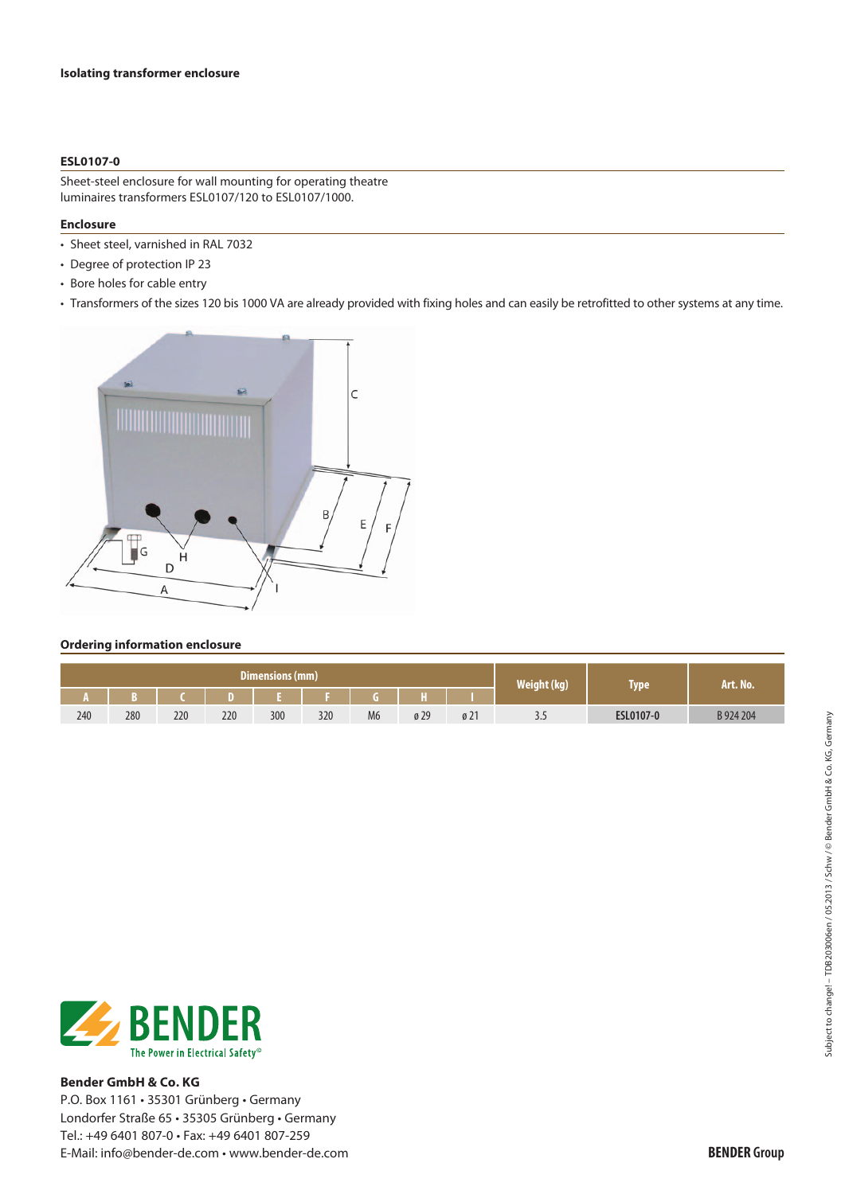**Isolating transformer enclosure**

## ESL0107-0

Sheet-steel enclosure for wall mounting for operating theatre luminaires transformers ESL0107/120 to ESL0107/1000.

### Enclosure

- Sheet steel, varnished in RAL 7032
- Degree of protection IP 23
- Bore holes for cable entry
- Transformers of the sizes 120 bis 1000 VA are already provided with fixing holes and can easily be retrofitted to other systems at any time.

### Ordering information enclosure

| Dimensions (mm) | | | | | | | | | Weight (kg) | Type | Art. No. |
|---|---|---|---|---|---|---|---|---|---|---|---|
| A | B | C | D | E | F | G | H | I | | | |
| 240 | 280 | 220 | 220 | 300 | 320 | M6 | ø 29 | ø 21 | 3.5 | **ESL0107-0** | B 924 204 |

BENDER
The Power in Electrical Safety®

**Bender GmbH & Co. KG**
P.O. Box 1161 • 35301 Grünberg • Germany
Londorfer Straße 65 • 35305 Grünberg • Germany
Tel.: +49 6401 807-0 • Fax: +49 6401 807-259
E-Mail: info@bender-de.com • www.bender-de.com

**BENDER Group**

Subject to change! – TDB203006en / 05.2013 / Schw / © Bender GmbH & Co. KG, Germany